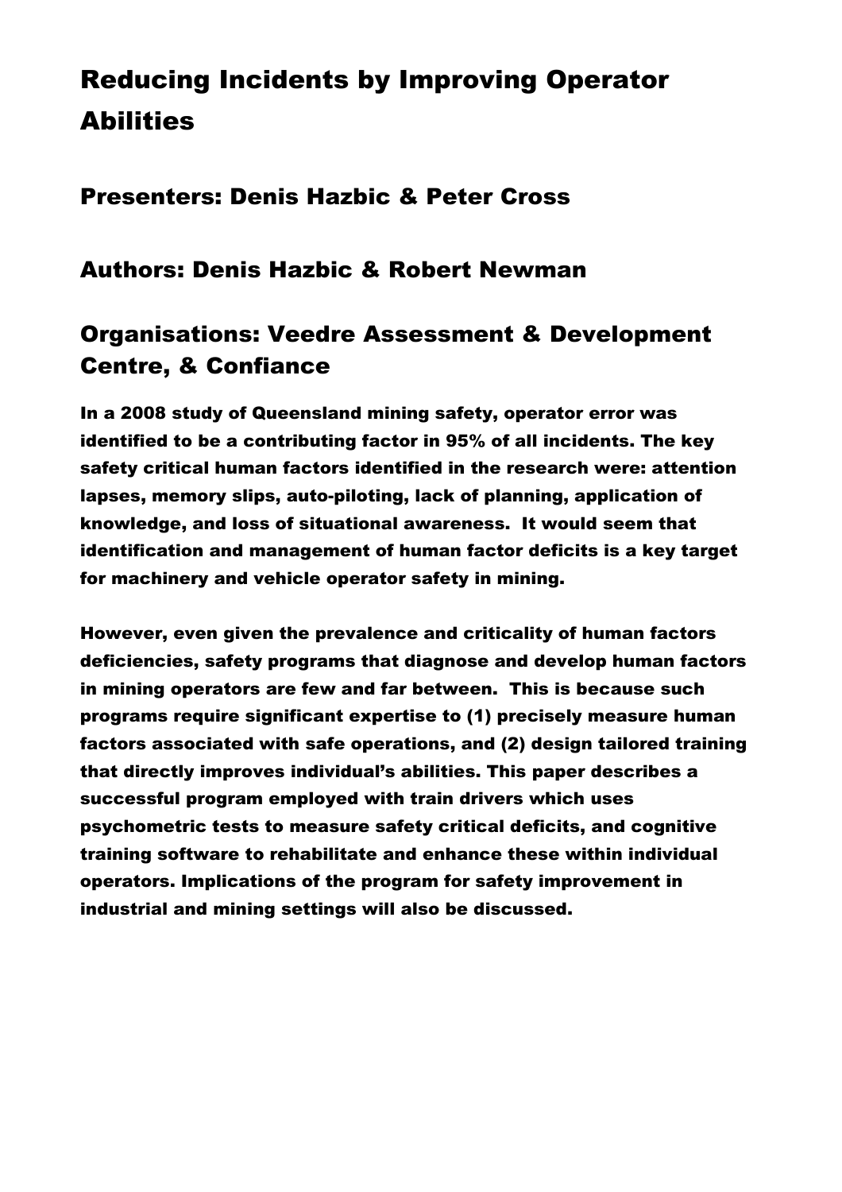# Reducing Incidents by Improving Operator Abilities

## Presenters: Denis Hazbic & Peter Cross

## Authors: Denis Hazbic & Robert Newman

## Organisations: Veedre Assessment & Development Centre, & Confiance

**In a 2008 study of Queensland mining safety, operator error was identified to be a contributing factor in 95% of all incidents. The key safety critical human factors identified in the research were: attention lapses, memory slips, auto-piloting, lack of planning, application of knowledge, and loss of situational awareness. It would seem that identification and management of human factor deficits is a key target for machinery and vehicle operator safety in mining.**

**However, even given the prevalence and criticality of human factors deficiencies, safety programs that diagnose and develop human factors in mining operators are few and far between. This is because such programs require significant expertise to (1) precisely measure human factors associated with safe operations, and (2) design tailored training that directly improves individual's abilities. This paper describes a successful program employed with train drivers which uses psychometric tests to measure safety critical deficits, and cognitive training software to rehabilitate and enhance these within individual operators. Implications of the program for safety improvement in industrial and mining settings will also be discussed.**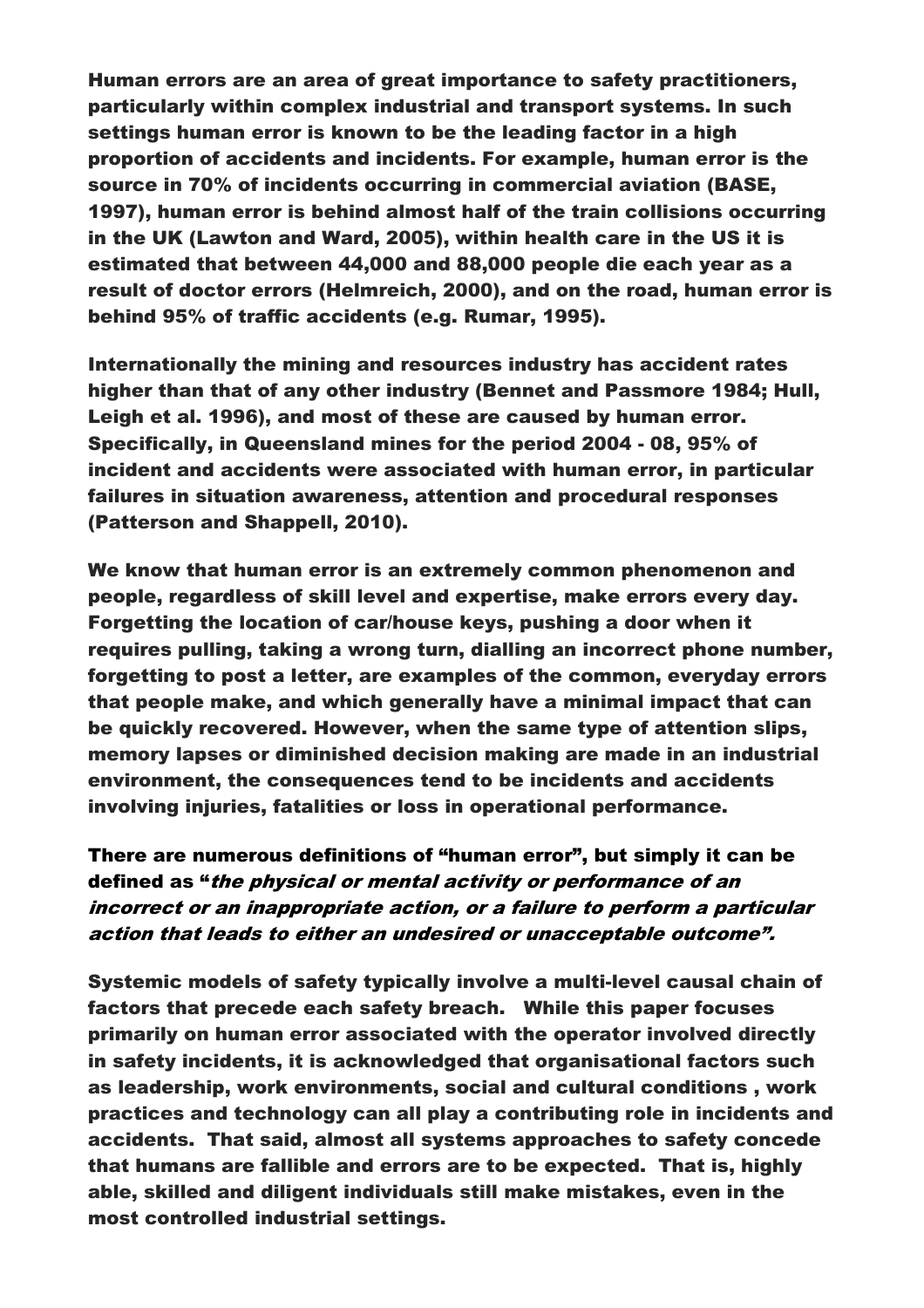Human errors are an area of great importance to safety practitioners, particularly within complex industrial and transport systems. In such settings human error is known to be the leading factor in a high proportion of accidents and incidents. For example, human error is the source in 70% of incidents occurring in commercial aviation (BASE, 1997), human error is behind almost half of the train collisions occurring in the UK (Lawton and Ward, 2005), within health care in the US it is estimated that between 44,000 and 88,000 people die each year as a result of doctor errors (Helmreich, 2000), and on the road, human error is behind 95% of traffic accidents (e.g. Rumar, 1995).

Internationally the mining and resources industry has accident rates higher than that of any other industry (Bennet and Passmore 1984; Hull, Leigh et al. 1996), and most of these are caused by human error. Specifically, in Queensland mines for the period 2004 - 08, 95% of incident and accidents were associated with human error, in particular failures in situation awareness, attention and procedural responses (Patterson and Shappell, 2010).

We know that human error is an extremely common phenomenon and people, regardless of skill level and expertise, make errors every day. Forgetting the location of car/house keys, pushing a door when it requires pulling, taking a wrong turn, dialling an incorrect phone number, forgetting to post a letter, are examples of the common, everyday errors that people make, and which generally have a minimal impact that can be quickly recovered. However, when the same type of attention slips, memory lapses or diminished decision making are made in an industrial environment, the consequences tend to be incidents and accidents involving injuries, fatalities or loss in operational performance.

There are numerous definitions of "human error", but simply it can be defined as "*the physical or mental activity or performance of an incorrect or an inappropriate action, or a failure to perform a particular action that leads to either an undesired or unacceptable outcome*".

Systemic models of safety typically involve a multi-level causal chain of factors that precede each safety breach. While this paper focuses primarily on human error associated with the operator involved directly in safety incidents, it is acknowledged that organisational factors such as leadership, work environments, social and cultural conditions , work practices and technology can all play a contributing role in incidents and accidents. That said, almost all systems approaches to safety concede that humans are fallible and errors are to be expected. That is, highly able, skilled and diligent individuals still make mistakes, even in the most controlled industrial settings.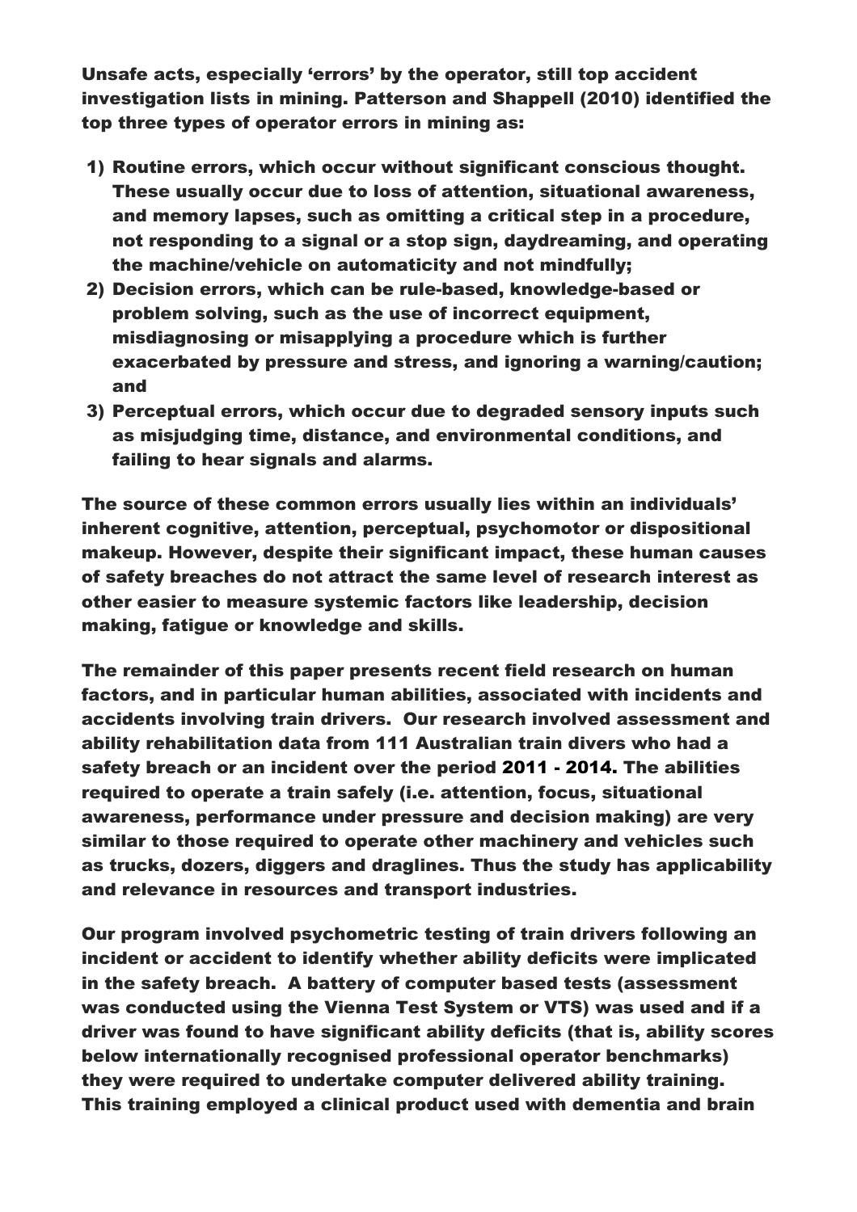Unsafe acts, especially 'errors' by the operator, still top accident investigation lists in mining. Patterson and Shappell (2010) identified the top three types of operator errors in mining as:

1) Routine errors, which occur without significant conscious thought. These usually occur due to loss of attention, situational awareness, and memory lapses, such as omitting a critical step in a procedure, not responding to a signal or a stop sign, daydreaming, and operating the machine/vehicle on automaticity and not mindfully;
2) Decision errors, which can be rule-based, knowledge-based or problem solving, such as the use of incorrect equipment, misdiagnosing or misapplying a procedure which is further exacerbated by pressure and stress, and ignoring a warning/caution; and
3) Perceptual errors, which occur due to degraded sensory inputs such as misjudging time, distance, and environmental conditions, and failing to hear signals and alarms.

The source of these common errors usually lies within an individuals' inherent cognitive, attention, perceptual, psychomotor or dispositional makeup. However, despite their significant impact, these human causes of safety breaches do not attract the same level of research interest as other easier to measure systemic factors like leadership, decision making, fatigue or knowledge and skills.

The remainder of this paper presents recent field research on human factors, and in particular human abilities, associated with incidents and accidents involving train drivers. Our research involved assessment and ability rehabilitation data from 111 Australian train divers who had a safety breach or an incident over the period 2011 - 2014. The abilities required to operate a train safely (i.e. attention, focus, situational awareness, performance under pressure and decision making) are very similar to those required to operate other machinery and vehicles such as trucks, dozers, diggers and draglines. Thus the study has applicability and relevance in resources and transport industries.

Our program involved psychometric testing of train drivers following an incident or accident to identify whether ability deficits were implicated in the safety breach. A battery of computer based tests (assessment was conducted using the Vienna Test System or VTS) was used and if a driver was found to have significant ability deficits (that is, ability scores below internationally recognised professional operator benchmarks) they were required to undertake computer delivered ability training. This training employed a clinical product used with dementia and brain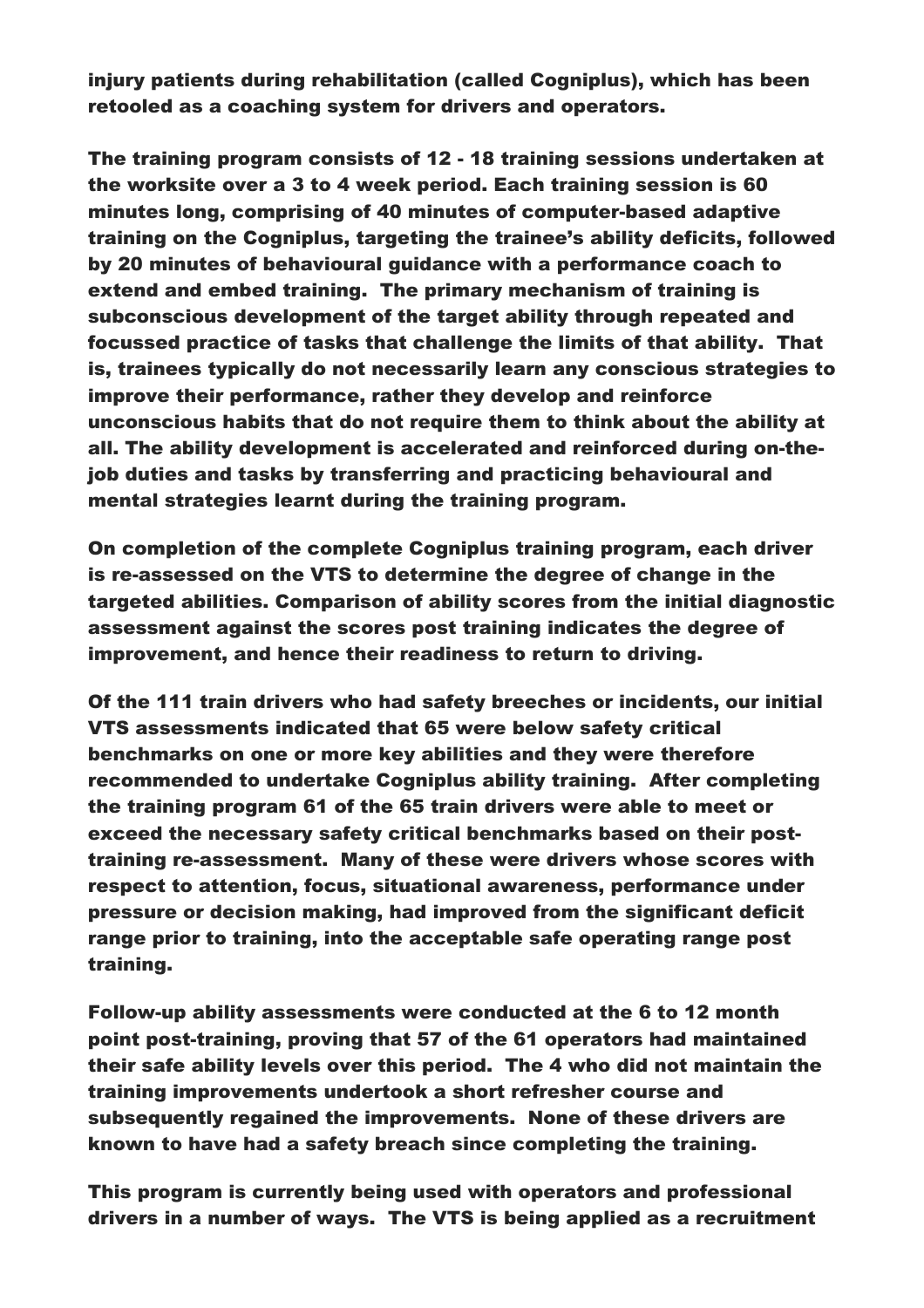injury patients during rehabilitation (called Cogniplus), which has been retooled as a coaching system for drivers and operators.

The training program consists of 12 - 18 training sessions undertaken at the worksite over a 3 to 4 week period. Each training session is 60 minutes long, comprising of 40 minutes of computer-based adaptive training on the Cogniplus, targeting the trainee's ability deficits, followed by 20 minutes of behavioural guidance with a performance coach to extend and embed training. The primary mechanism of training is subconscious development of the target ability through repeated and focussed practice of tasks that challenge the limits of that ability. That is, trainees typically do not necessarily learn any conscious strategies to improve their performance, rather they develop and reinforce unconscious habits that do not require them to think about the ability at all. The ability development is accelerated and reinforced during on-the-job duties and tasks by transferring and practicing behavioural and mental strategies learnt during the training program.

On completion of the complete Cogniplus training program, each driver is re-assessed on the VTS to determine the degree of change in the targeted abilities. Comparison of ability scores from the initial diagnostic assessment against the scores post training indicates the degree of improvement, and hence their readiness to return to driving.

Of the 111 train drivers who had safety breeches or incidents, our initial VTS assessments indicated that 65 were below safety critical benchmarks on one or more key abilities and they were therefore recommended to undertake Cogniplus ability training. After completing the training program 61 of the 65 train drivers were able to meet or exceed the necessary safety critical benchmarks based on their post-training re-assessment. Many of these were drivers whose scores with respect to attention, focus, situational awareness, performance under pressure or decision making, had improved from the significant deficit range prior to training, into the acceptable safe operating range post training.

Follow-up ability assessments were conducted at the 6 to 12 month point post-training, proving that 57 of the 61 operators had maintained their safe ability levels over this period. The 4 who did not maintain the training improvements undertook a short refresher course and subsequently regained the improvements. None of these drivers are known to have had a safety breach since completing the training.

This program is currently being used with operators and professional drivers in a number of ways. The VTS is being applied as a recruitment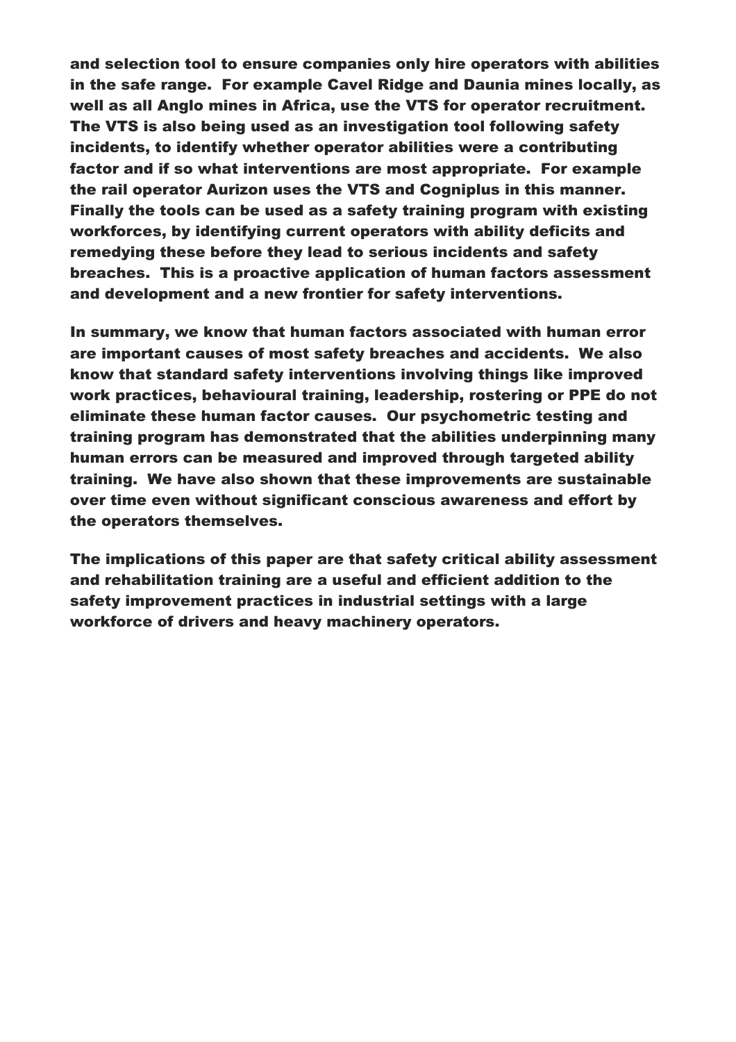and selection tool to ensure companies only hire operators with abilities in the safe range. For example Cavel Ridge and Daunia mines locally, as well as all Anglo mines in Africa, use the VTS for operator recruitment. The VTS is also being used as an investigation tool following safety incidents, to identify whether operator abilities were a contributing factor and if so what interventions are most appropriate. For example the rail operator Aurizon uses the VTS and Cogniplus in this manner. Finally the tools can be used as a safety training program with existing workforces, by identifying current operators with ability deficits and remedying these before they lead to serious incidents and safety breaches. This is a proactive application of human factors assessment and development and a new frontier for safety interventions.

In summary, we know that human factors associated with human error are important causes of most safety breaches and accidents. We also know that standard safety interventions involving things like improved work practices, behavioural training, leadership, rostering or PPE do not eliminate these human factor causes. Our psychometric testing and training program has demonstrated that the abilities underpinning many human errors can be measured and improved through targeted ability training. We have also shown that these improvements are sustainable over time even without significant conscious awareness and effort by the operators themselves.

The implications of this paper are that safety critical ability assessment and rehabilitation training are a useful and efficient addition to the safety improvement practices in industrial settings with a large workforce of drivers and heavy machinery operators.